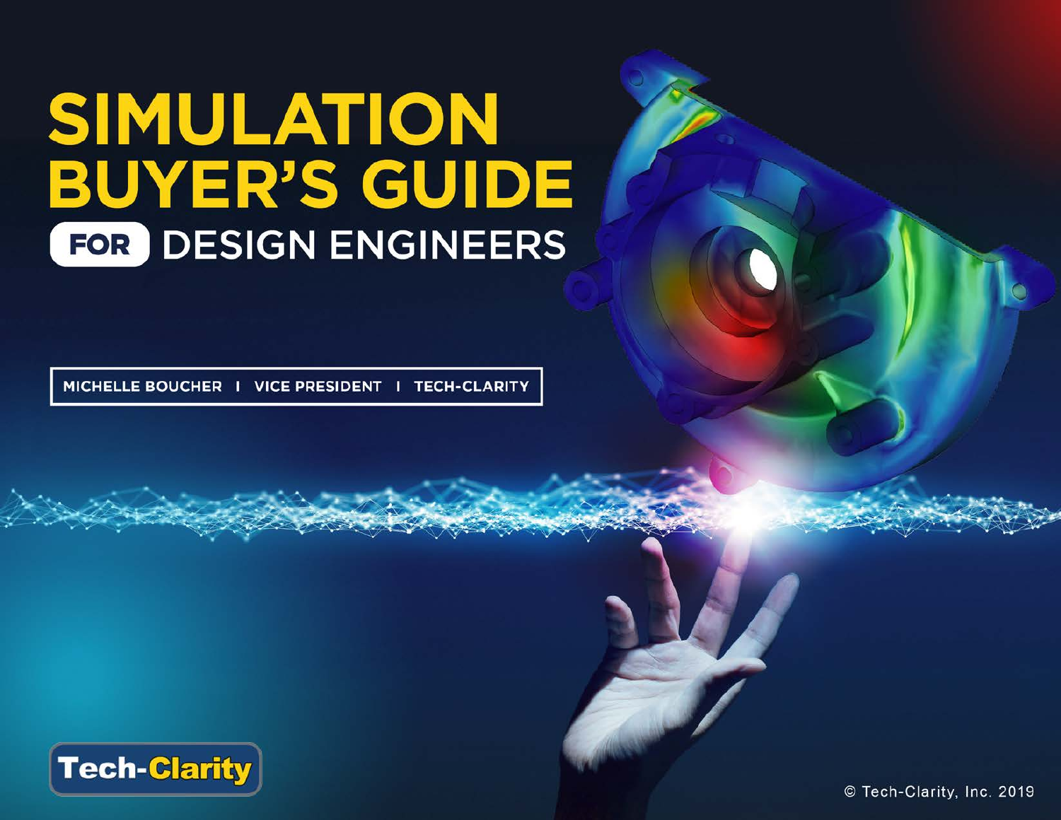# SIMULATION BUYER'S GUIDE FOR DESIGN ENGINEERS

MICHELLE BOUCHER | VICE PRESIDENT | TECH-CLARITY

Tech-Clarity

© Tech-Clarity, Inc. 2019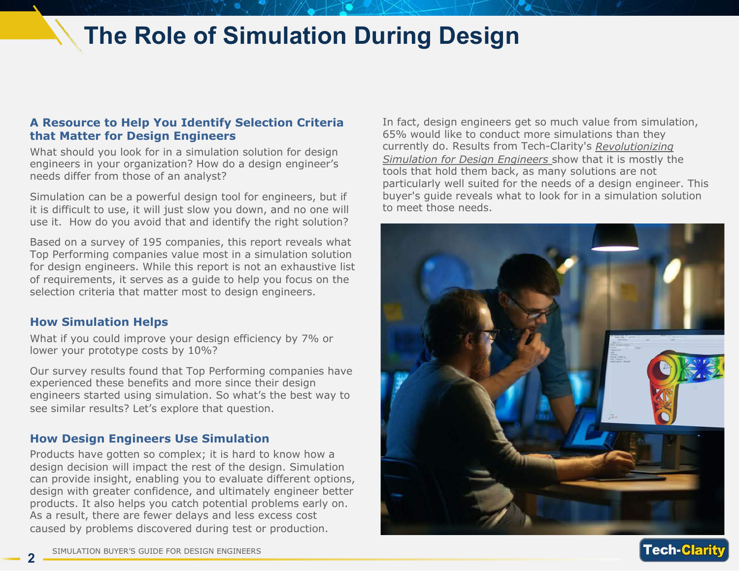# The Role of Simulation During Design

### A Resource to Help You Identify Selection Criteria that Matter for Design Engineers

What should you look for in a simulation solution for design engineers in your organization? How do a design engineer's needs differ from those of an analyst?

Simulation can be a powerful design tool for engineers, but if it is difficult to use, it will just slow you down, and no one will use it. How do you avoid that and identify the right solution?

Based on a survey of 195 companies, this report reveals what Top Performing companies value most in a simulation solution for design engineers. While this report is not an exhaustive list of requirements, it serves as a guide to help you focus on the selection criteria that matter most to design engineers.

### How Simulation Helps

What if you could improve your design efficiency by 7% or lower your prototype costs by 10%?

Our survey results found that Top Performing companies have experienced these benefits and more since their design engineers started using simulation. So what's the best way to see similar results? Let's explore that question.

### How Design Engineers Use Simulation

Products have gotten so complex; it is hard to know how a design decision will impact the rest of the design. Simulation can provide insight, enabling you to evaluate different options, design with greater confidence, and ultimately engineer better products. It also helps you catch potential problems early on. As a result, there are fewer delays and less excess cost caused by problems discovered during test or production.

In fact, design engineers get so much value from simulation, 65% would like to conduct more simulations than they currently do. Results from Tech-Clarity's *Revolutionizing Simulation for Design Engineers* show that it is mostly the tools that hold them back, as many solutions are not particularly well suited for the needs of a design engineer. This buyer's guide reveals what to look for in a simulation solution to meet those needs.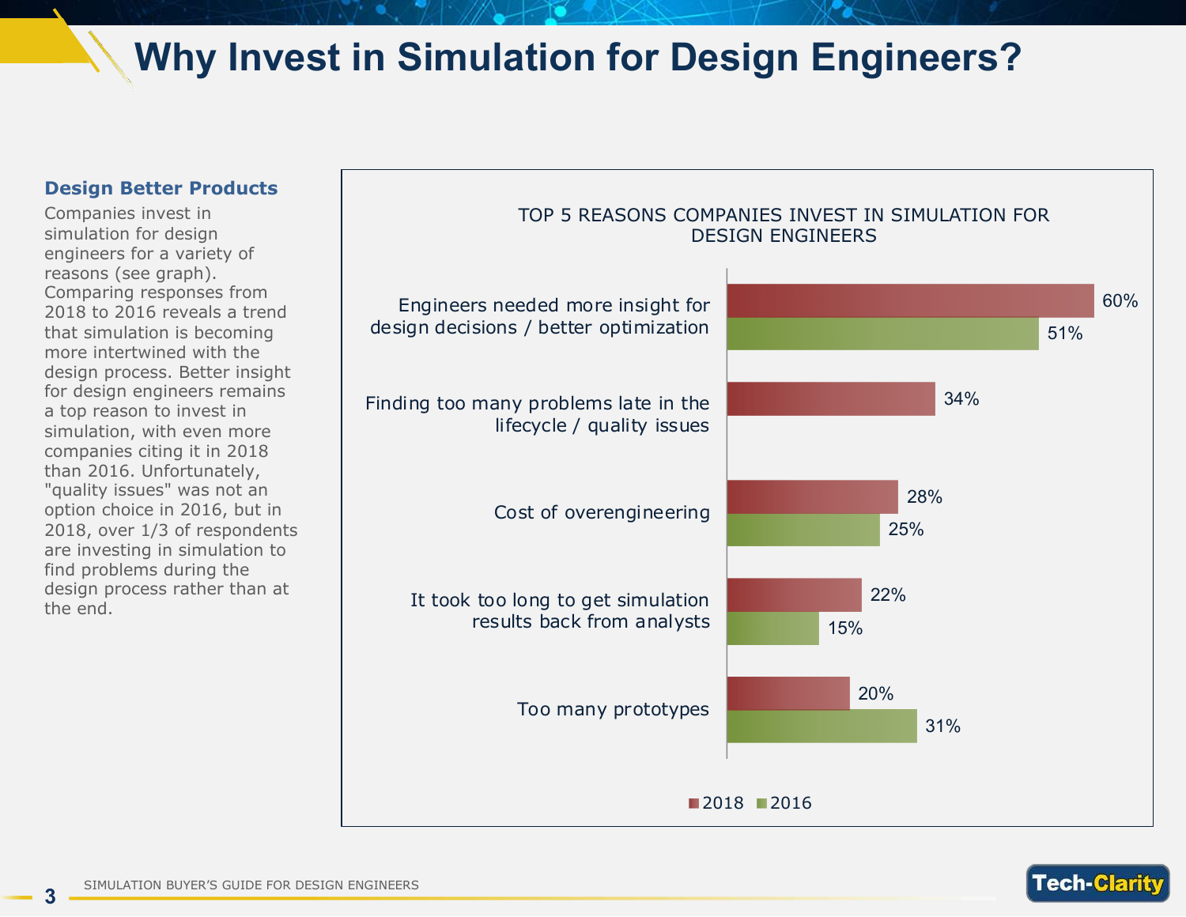# Why Invest in Simulation for Design Engineers?

### Design Better Products

Companies invest in simulation for design engineers for a variety of reasons (see graph). Comparing responses from 2018 to 2016 reveals a trend that simulation is becoming more intertwined with the design process. Better insight for design engineers remains a top reason to invest in simulation, with even more companies citing it in 2018 than 2016. Unfortunately, "quality issues" was not an option choice in 2016, but in 2018, over 1/3 of respondents are investing in simulation to find problems during the design process rather than at the end.

TOP 5 REASONS COMPANIES INVEST IN SIMULATION FOR DESIGN ENGINEERS

| Reason | 2018 | 2016 |
| --- | --- | --- |
| Engineers needed more insight for design decisions / better optimization | 60% | 51% |
| Finding too many problems late in the lifecycle / quality issues | 34% | |
| Cost of overengineering | 28% | 25% |
| It took too long to get simulation results back from analysts | 22% | 15% |
| Too many prototypes | 20% | 31% |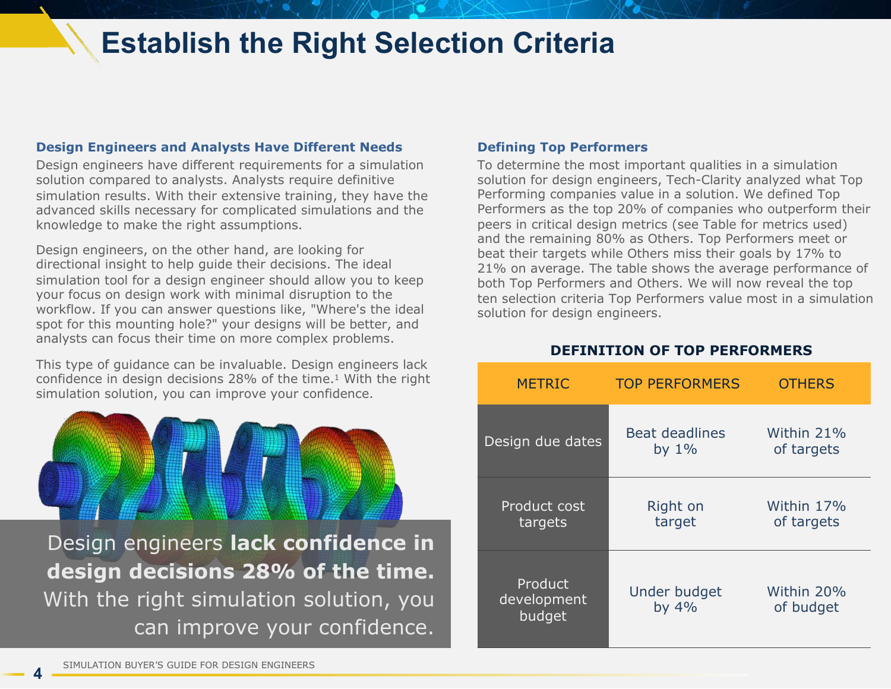# Establish the Right Selection Criteria

### Design Engineers and Analysts Have Different Needs

Design engineers have different requirements for a simulation solution compared to analysts. Analysts require definitive simulation results. With their extensive training, they have the advanced skills necessary for complicated simulations and the knowledge to make the right assumptions.

Design engineers, on the other hand, are looking for directional insight to help guide their decisions. The ideal simulation tool for a design engineer should allow you to keep your focus on design work with minimal disruption to the workflow. If you can answer questions like, "Where's the ideal spot for this mounting hole?" your designs will be better, and analysts can focus their time on more complex problems.

This type of guidance can be invaluable. Design engineers lack confidence in design decisions 28% of the time.[1] With the right simulation solution, you can improve your confidence.

Design engineers **lack confidence in design decisions 28% of the time.** With the right simulation solution, you can improve your confidence.

### Defining Top Performers

To determine the most important qualities in a simulation solution for design engineers, Tech-Clarity analyzed what Top Performing companies value in a solution. We defined Top Performers as the top 20% of companies who outperform their peers in critical design metrics (see Table for metrics used) and the remaining 80% as Others. Top Performers meet or beat their targets while Others miss their goals by 17% to 21% on average. The table shows the average performance of both Top Performers and Others. We will now reveal the top ten selection criteria Top Performers value most in a simulation solution for design engineers.

**DEFINITION OF TOP PERFORMERS**

| METRIC | TOP PERFORMERS | OTHERS |
|---|---|---|
| Design due dates | Beat deadlines by 1% | Within 21% of targets |
| Product cost targets | Right on target | Within 17% of targets |
| Product development budget | Under budget by 4% | Within 20% of budget |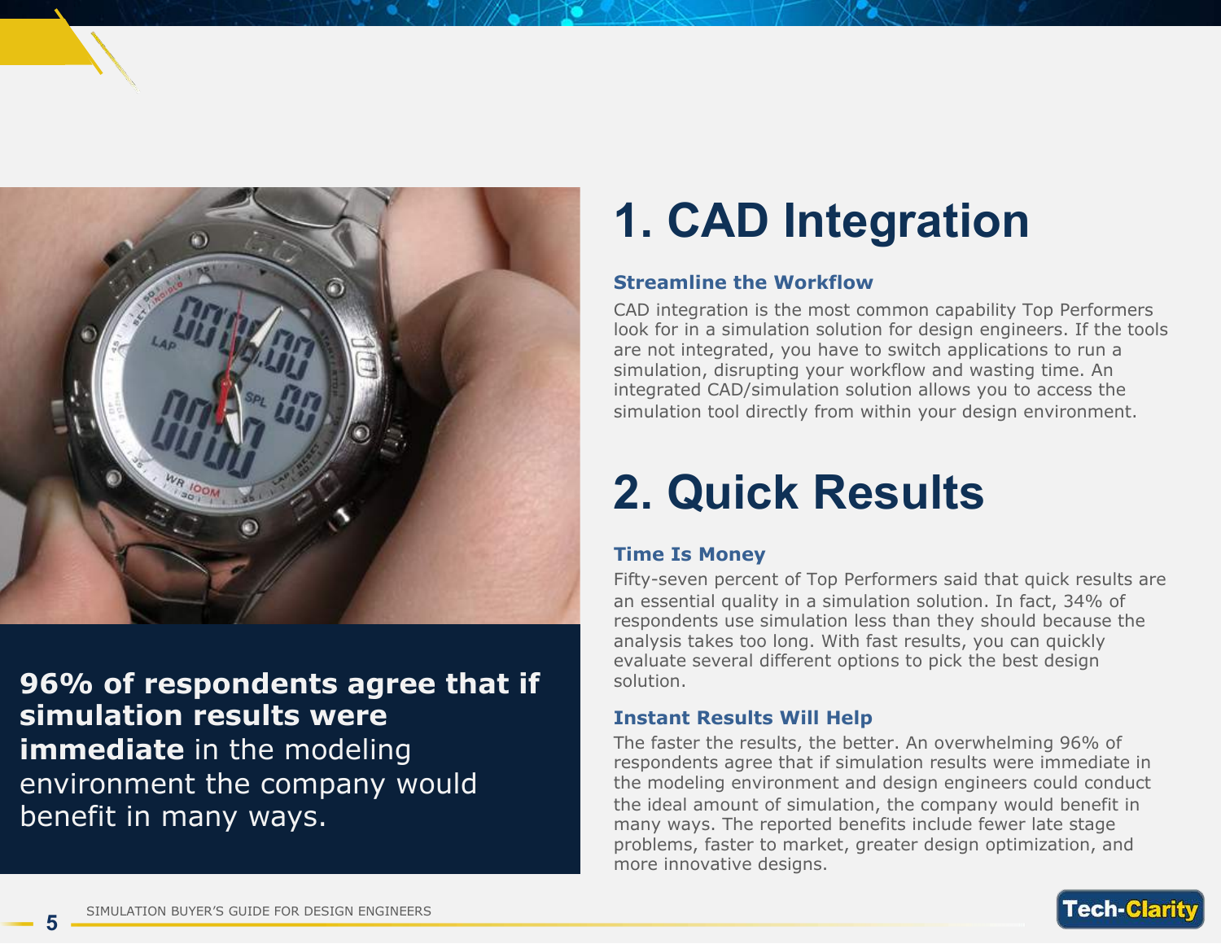**96% of respondents agree that if simulation results were immediate** in the modeling environment the company would benefit in many ways.

# 1. CAD Integration

### Streamline the Workflow

CAD integration is the most common capability Top Performers look for in a simulation solution for design engineers. If the tools are not integrated, you have to switch applications to run a simulation, disrupting your workflow and wasting time. An integrated CAD/simulation solution allows you to access the simulation tool directly from within your design environment.

# 2. Quick Results

### Time Is Money

Fifty-seven percent of Top Performers said that quick results are an essential quality in a simulation solution. In fact, 34% of respondents use simulation less than they should because the analysis takes too long. With fast results, you can quickly evaluate several different options to pick the best design solution.

### Instant Results Will Help

The faster the results, the better. An overwhelming 96% of respondents agree that if simulation results were immediate in the modeling environment and design engineers could conduct the ideal amount of simulation, the company would benefit in many ways. The reported benefits include fewer late stage problems, faster to market, greater design optimization, and more innovative designs.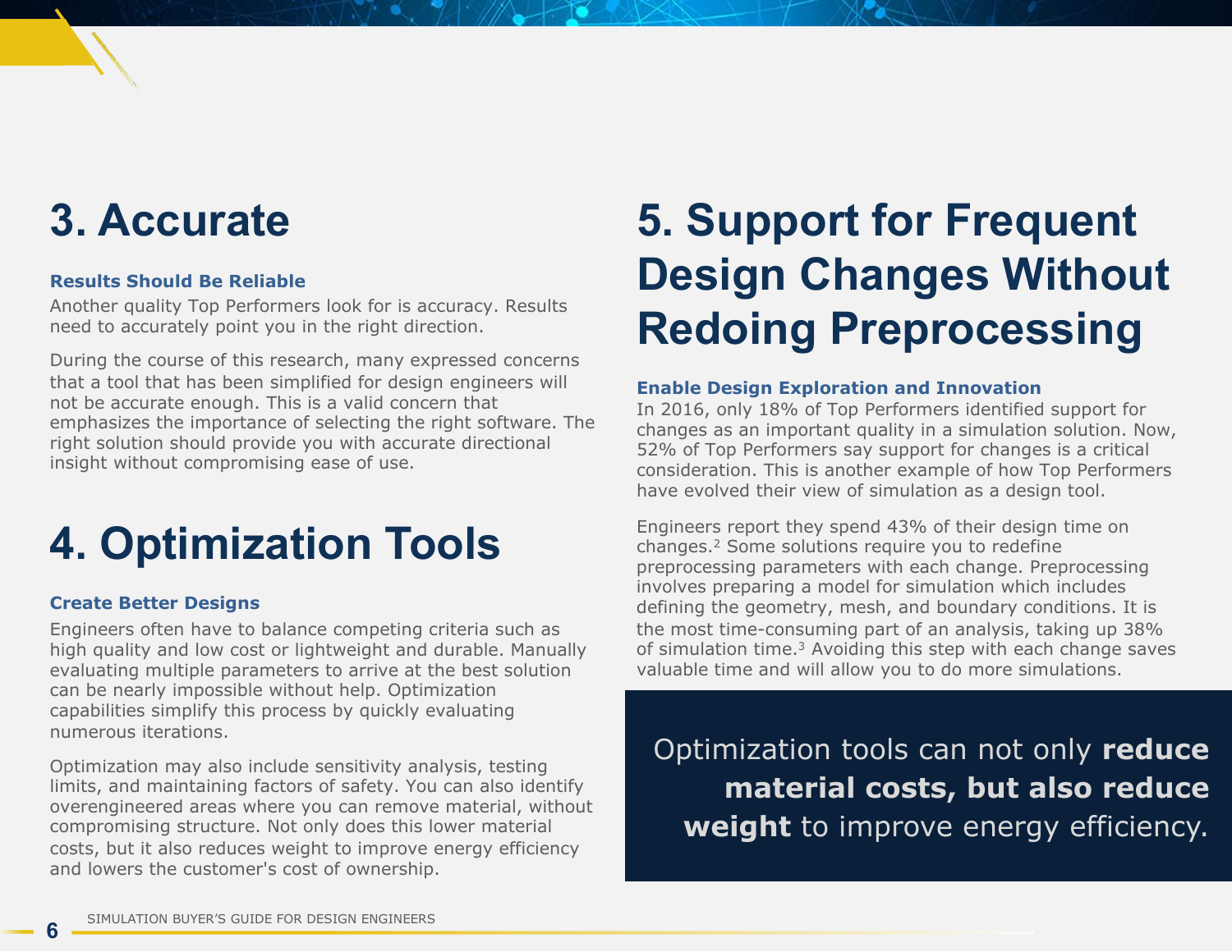# 3. Accurate

### Results Should Be Reliable

Another quality Top Performers look for is accuracy. Results need to accurately point you in the right direction.

During the course of this research, many expressed concerns that a tool that has been simplified for design engineers will not be accurate enough. This is a valid concern that emphasizes the importance of selecting the right software. The right solution should provide you with accurate directional insight without compromising ease of use.

# 4. Optimization Tools

### Create Better Designs

Engineers often have to balance competing criteria such as high quality and low cost or lightweight and durable. Manually evaluating multiple parameters to arrive at the best solution can be nearly impossible without help. Optimization capabilities simplify this process by quickly evaluating numerous iterations.

Optimization may also include sensitivity analysis, testing limits, and maintaining factors of safety. You can also identify overengineered areas where you can remove material, without compromising structure. Not only does this lower material costs, but it also reduces weight to improve energy efficiency and lowers the customer's cost of ownership.

# 5. Support for Frequent Design Changes Without Redoing Preprocessing

### Enable Design Exploration and Innovation

In 2016, only 18% of Top Performers identified support for changes as an important quality in a simulation solution. Now, 52% of Top Performers say support for changes is a critical consideration. This is another example of how Top Performers have evolved their view of simulation as a design tool.

Engineers report they spend 43% of their design time on changes.[2] Some solutions require you to redefine preprocessing parameters with each change. Preprocessing involves preparing a model for simulation which includes defining the geometry, mesh, and boundary conditions. It is the most time-consuming part of an analysis, taking up 38% of simulation time.[3] Avoiding this step with each change saves valuable time and will allow you to do more simulations.

> Optimization tools can not only **reduce material costs, but also reduce weight** to improve energy efficiency.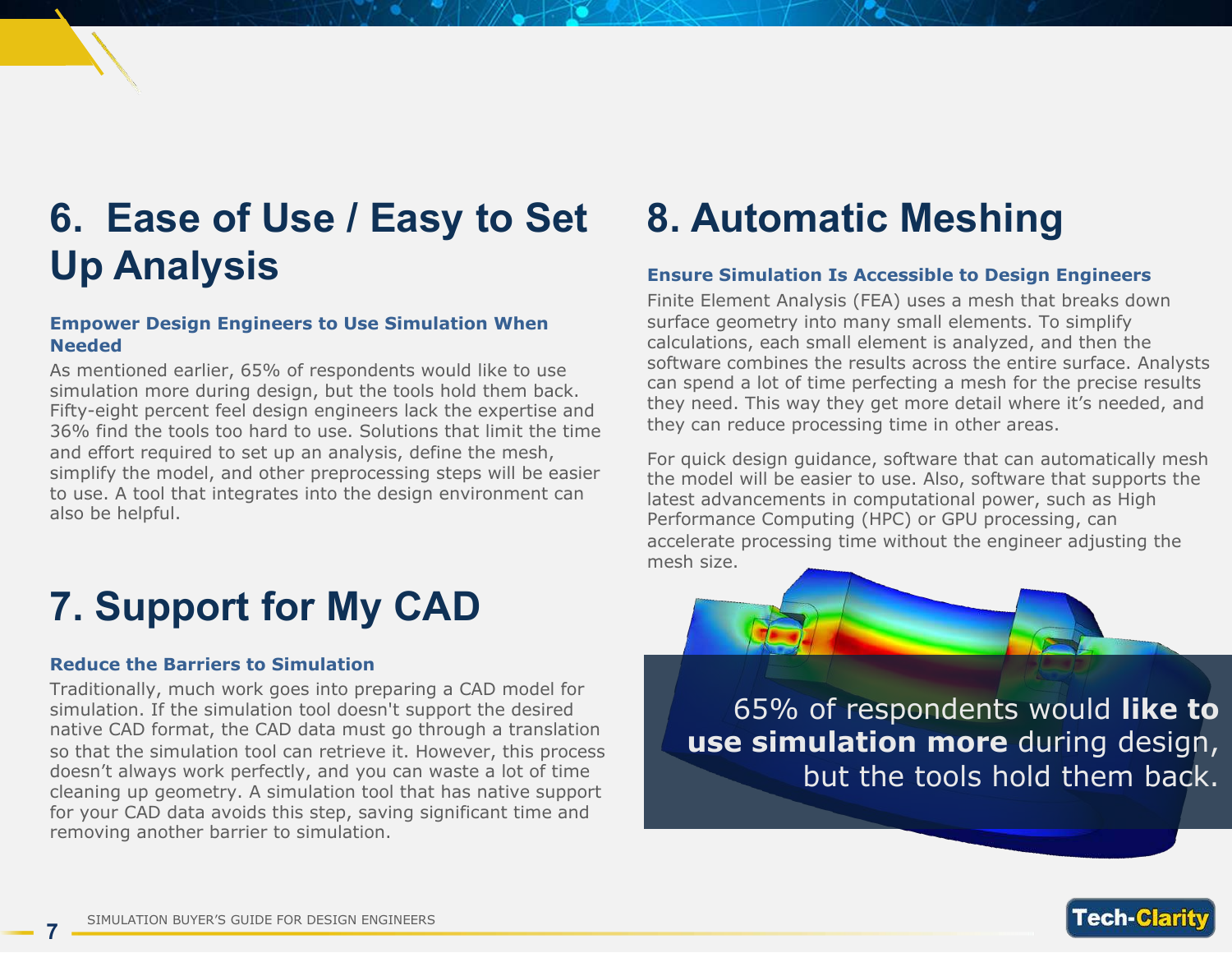# 6. Ease of Use / Easy to Set Up Analysis

### Empower Design Engineers to Use Simulation When Needed

As mentioned earlier, 65% of respondents would like to use simulation more during design, but the tools hold them back. Fifty-eight percent feel design engineers lack the expertise and 36% find the tools too hard to use. Solutions that limit the time and effort required to set up an analysis, define the mesh, simplify the model, and other preprocessing steps will be easier to use. A tool that integrates into the design environment can also be helpful.

# 7. Support for My CAD

### Reduce the Barriers to Simulation

Traditionally, much work goes into preparing a CAD model for simulation. If the simulation tool doesn't support the desired native CAD format, the CAD data must go through a translation so that the simulation tool can retrieve it. However, this process doesn't always work perfectly, and you can waste a lot of time cleaning up geometry. A simulation tool that has native support for your CAD data avoids this step, saving significant time and removing another barrier to simulation.

# 8. Automatic Meshing

### Ensure Simulation Is Accessible to Design Engineers

Finite Element Analysis (FEA) uses a mesh that breaks down surface geometry into many small elements. To simplify calculations, each small element is analyzed, and then the software combines the results across the entire surface. Analysts can spend a lot of time perfecting a mesh for the precise results they need. This way they get more detail where it's needed, and they can reduce processing time in other areas.

For quick design guidance, software that can automatically mesh the model will be easier to use. Also, software that supports the latest advancements in computational power, such as High Performance Computing (HPC) or GPU processing, can accelerate processing time without the engineer adjusting the mesh size.

65% of respondents would **like to use simulation more** during design, but the tools hold them back.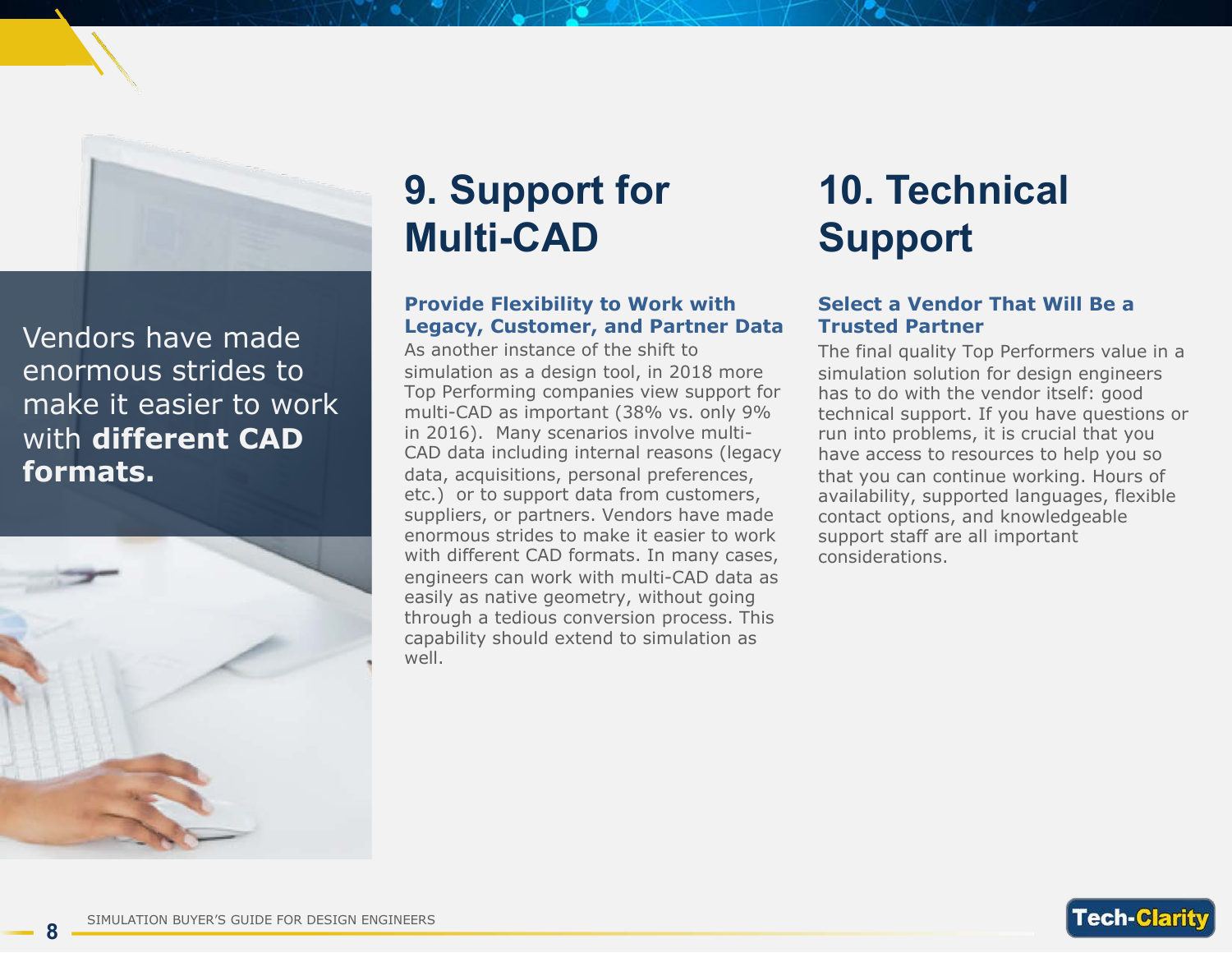Vendors have made enormous strides to make it easier to work with **different CAD formats.**

# 9. Support for Multi-CAD

### Provide Flexibility to Work with Legacy, Customer, and Partner Data

As another instance of the shift to simulation as a design tool, in 2018 more Top Performing companies view support for multi-CAD as important (38% vs. only 9% in 2016). Many scenarios involve multi-CAD data including internal reasons (legacy data, acquisitions, personal preferences, etc.) or to support data from customers, suppliers, or partners. Vendors have made enormous strides to make it easier to work with different CAD formats. In many cases, engineers can work with multi-CAD data as easily as native geometry, without going through a tedious conversion process. This capability should extend to simulation as well.

# 10. Technical Support

### Select a Vendor That Will Be a Trusted Partner

The final quality Top Performers value in a simulation solution for design engineers has to do with the vendor itself: good technical support. If you have questions or run into problems, it is crucial that you have access to resources to help you so that you can continue working. Hours of availability, supported languages, flexible contact options, and knowledgeable support staff are all important considerations.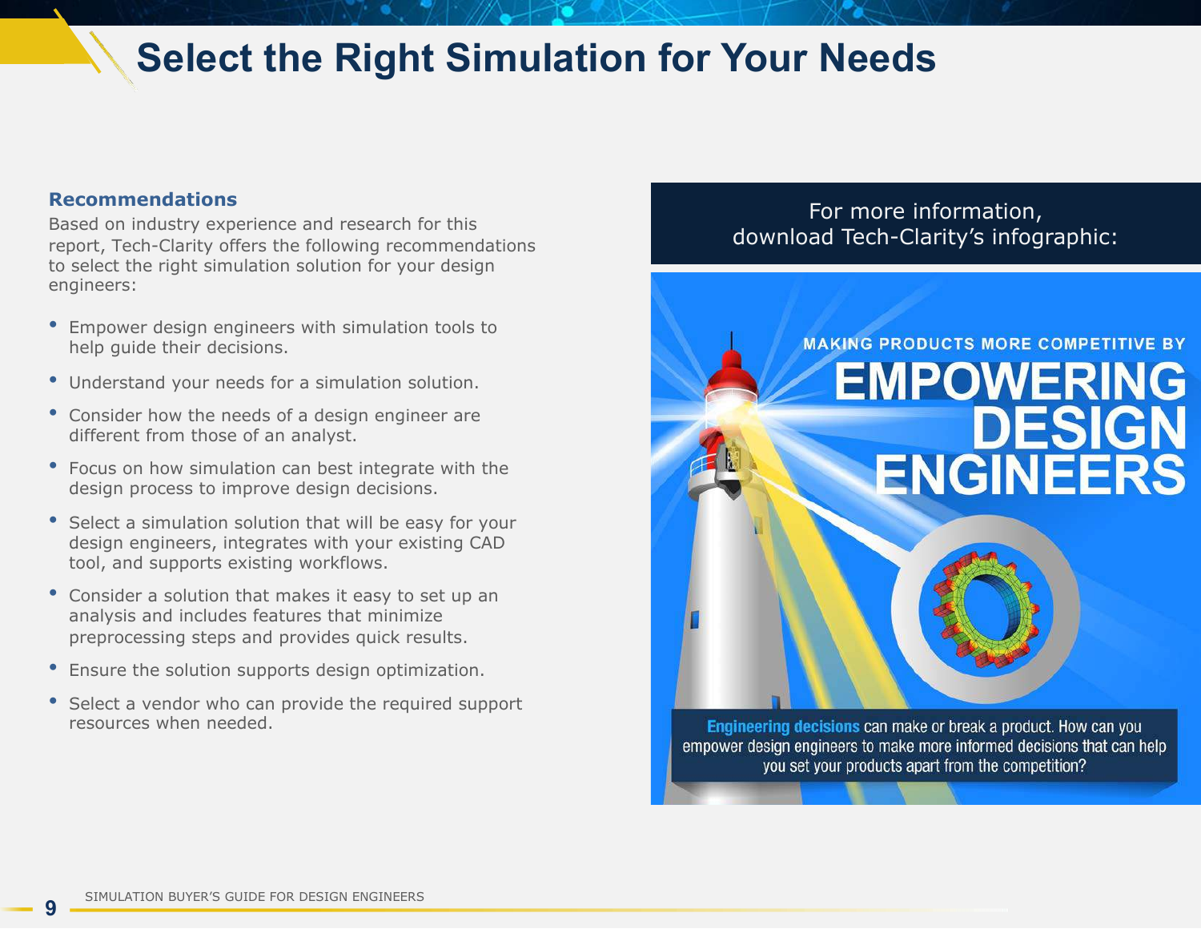# Select the Right Simulation for Your Needs

## Recommendations

Based on industry experience and research for this report, Tech-Clarity offers the following recommendations to select the right simulation solution for your design engineers:

- Empower design engineers with simulation tools to help guide their decisions.
- Understand your needs for a simulation solution.
- Consider how the needs of a design engineer are different from those of an analyst.
- Focus on how simulation can best integrate with the design process to improve design decisions.
- Select a simulation solution that will be easy for your design engineers, integrates with your existing CAD tool, and supports existing workflows.
- Consider a solution that makes it easy to set up an analysis and includes features that minimize preprocessing steps and provides quick results.
- Ensure the solution supports design optimization.
- Select a vendor who can provide the required support resources when needed.

For more information, download Tech-Clarity's infographic:

MAKING PRODUCTS MORE COMPETITIVE BY **EMPOWERING DESIGN ENGINEERS**

**Engineering decisions** can make or break a product. How can you empower design engineers to make more informed decisions that can help you set your products apart from the competition?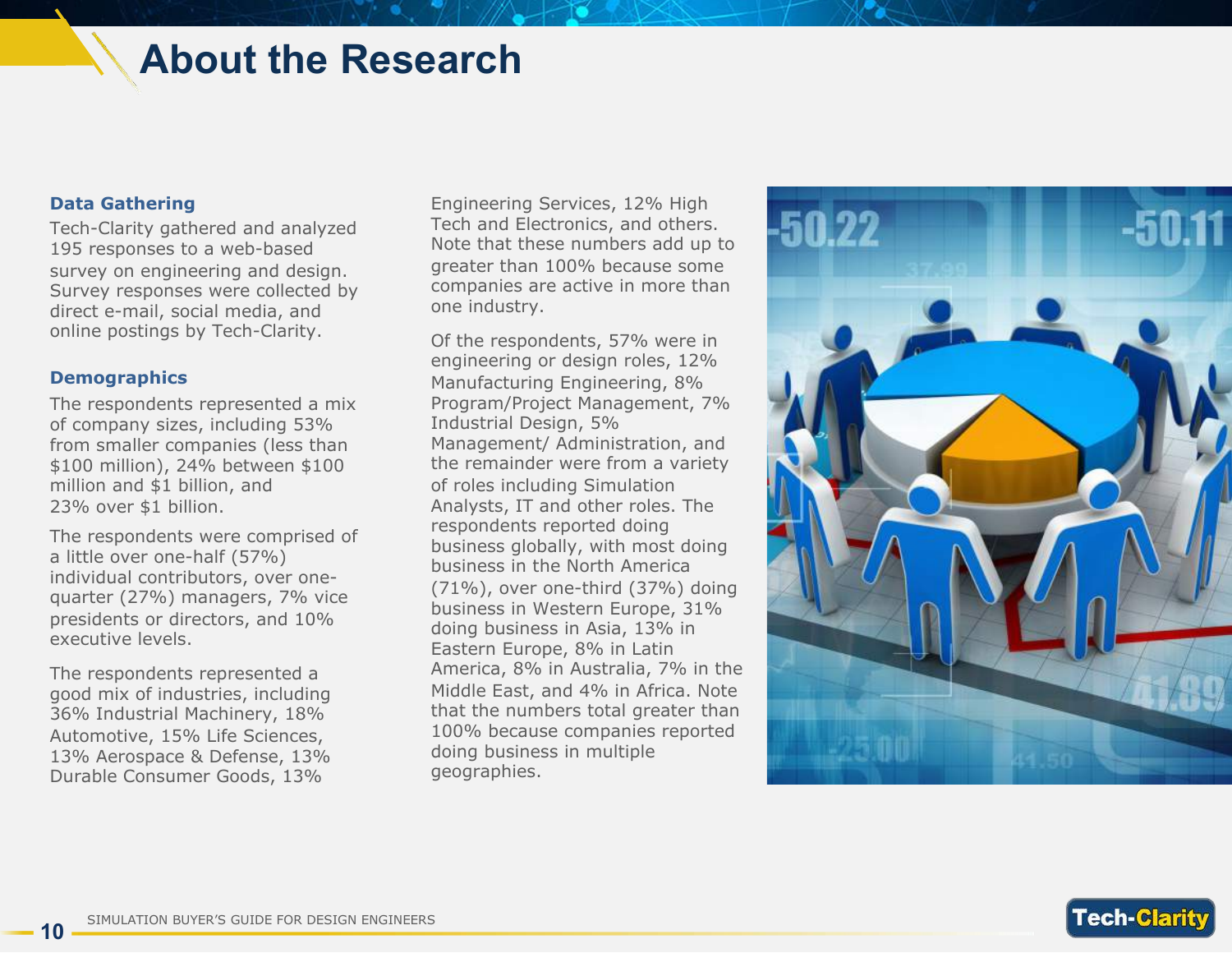# About the Research

### Data Gathering

Tech-Clarity gathered and analyzed 195 responses to a web-based survey on engineering and design. Survey responses were collected by direct e-mail, social media, and online postings by Tech-Clarity.

### Demographics

The respondents represented a mix of company sizes, including 53% from smaller companies (less than $100 million), 24% between $100 million and $1 billion, and 23% over $1 billion.

The respondents were comprised of a little over one-half (57%) individual contributors, over one-quarter (27%) managers, 7% vice presidents or directors, and 10% executive levels.

The respondents represented a good mix of industries, including 36% Industrial Machinery, 18% Automotive, 15% Life Sciences, 13% Aerospace & Defense, 13% Durable Consumer Goods, 13% Engineering Services, 12% High Tech and Electronics, and others. Note that these numbers add up to greater than 100% because some companies are active in more than one industry.

Of the respondents, 57% were in engineering or design roles, 12% Manufacturing Engineering, 8% Program/Project Management, 7% Industrial Design, 5% Management/ Administration, and the remainder were from a variety of roles including Simulation Analysts, IT and other roles. The respondents reported doing business globally, with most doing business in the North America (71%), over one-third (37%) doing business in Western Europe, 31% doing business in Asia, 13% in Eastern Europe, 8% in Latin America, 8% in Australia, 7% in the Middle East, and 4% in Africa. Note that the numbers total greater than 100% because companies reported doing business in multiple geographies.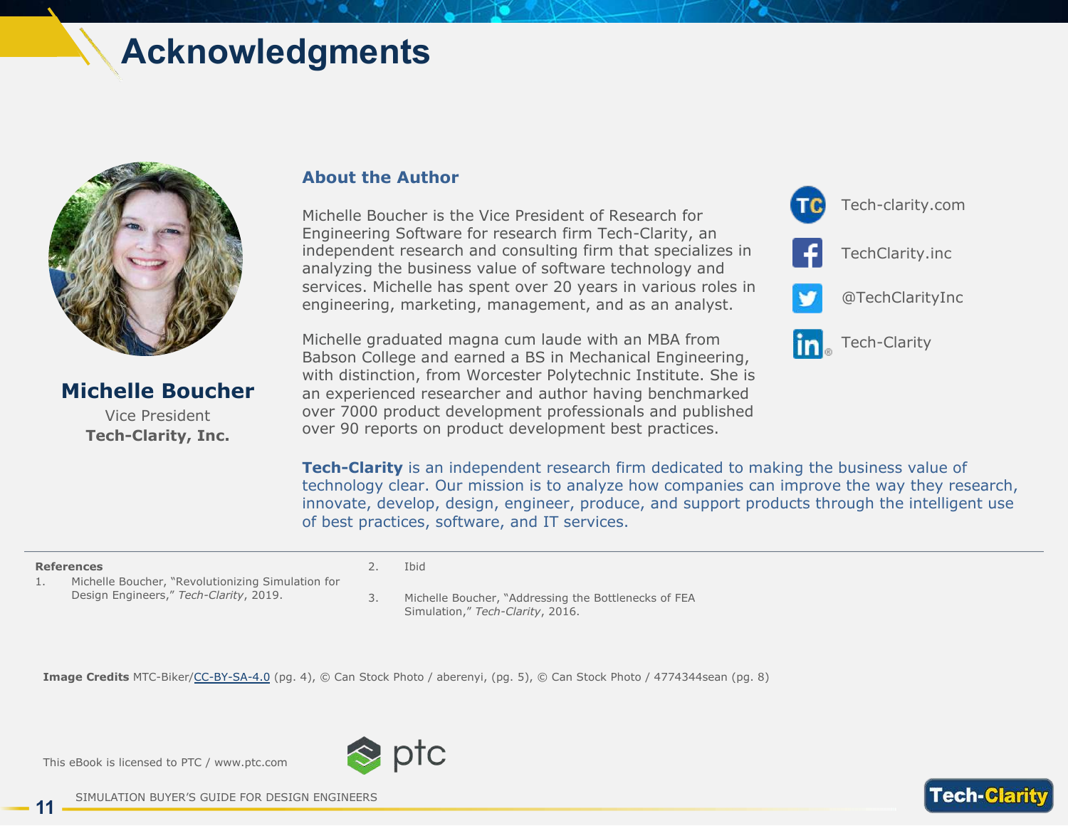# Acknowledgments

**Michelle Boucher**
Vice President
**Tech-Clarity, Inc.**

## About the Author

Michelle Boucher is the Vice President of Research for Engineering Software for research firm Tech-Clarity, an independent research and consulting firm that specializes in analyzing the business value of software technology and services. Michelle has spent over 20 years in various roles in engineering, marketing, management, and as an analyst.

Michelle graduated magna cum laude with an MBA from Babson College and earned a BS in Mechanical Engineering, with distinction, from Worcester Polytechnic Institute. She is an experienced researcher and author having benchmarked over 7000 product development professionals and published over 90 reports on product development best practices.

Tech-clarity.com

TechClarity.inc

@TechClarityInc

Tech-Clarity

**Tech-Clarity** is an independent research firm dedicated to making the business value of technology clear. Our mission is to analyze how companies can improve the way they research, innovate, develop, design, engineer, produce, and support products through the intelligent use of best practices, software, and IT services.

**References**

1. Michelle Boucher, "Revolutionizing Simulation for Design Engineers," *Tech-Clarity*, 2019.
2. Ibid
3. Michelle Boucher, "Addressing the Bottlenecks of FEA Simulation," *Tech-Clarity*, 2016.

**Image Credits** MTC-Biker/CC-BY-SA-4.0 (pg. 4), © Can Stock Photo / aberenyi, (pg. 5), © Can Stock Photo / 4774344sean (pg. 8)

This eBook is licensed to PTC / www.ptc.com